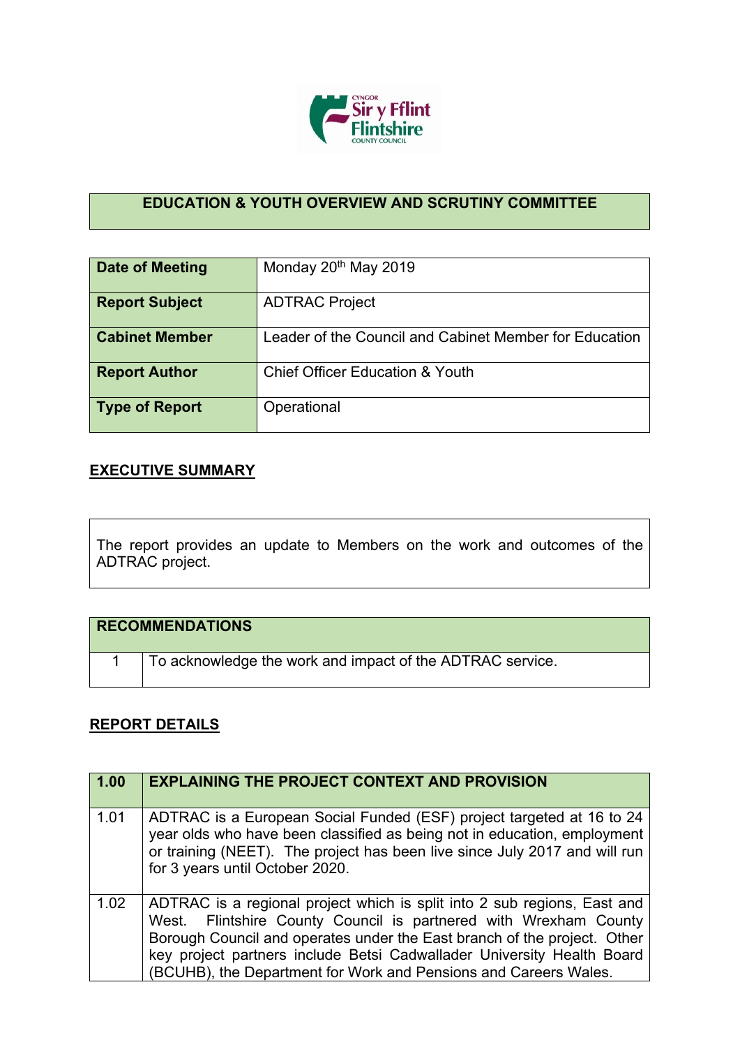## EDUCATION & YOUTH OVERVIEW AND SCRUTINY COMMITTEE

| | |
|---|---|
| **Date of Meeting** | Monday 20th May 2019 |
| **Report Subject** | ADTRAC Project |
| **Cabinet Member** | Leader of the Council and Cabinet Member for Education |
| **Report Author** | Chief Officer Education & Youth |
| **Type of Report** | Operational |

**EXECUTIVE SUMMARY**

The report provides an update to Members on the work and outcomes of the ADTRAC project.

| **RECOMMENDATIONS** | |
|---|---|
| 1 | To acknowledge the work and impact of the ADTRAC service. |

**REPORT DETAILS**

| **1.00** | **EXPLAINING THE PROJECT CONTEXT AND PROVISION** |
|---|---|
| 1.01 | ADTRAC is a European Social Funded (ESF) project targeted at 16 to 24 year olds who have been classified as being not in education, employment or training (NEET). The project has been live since July 2017 and will run for 3 years until October 2020. |
| 1.02 | ADTRAC is a regional project which is split into 2 sub regions, East and West. Flintshire County Council is partnered with Wrexham County Borough Council and operates under the East branch of the project. Other key project partners include Betsi Cadwallader University Health Board (BCUHB), the Department for Work and Pensions and Careers Wales. |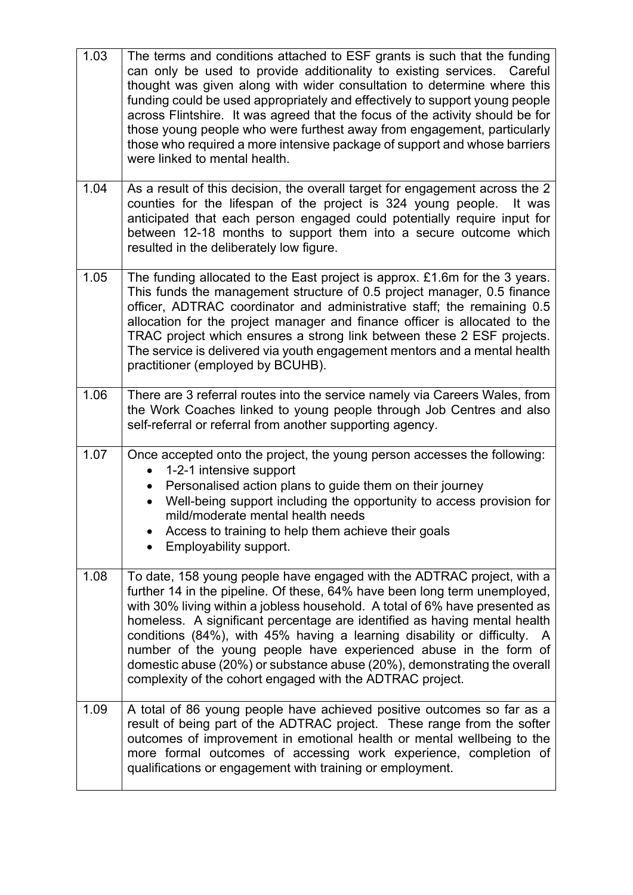| | |
|---|---|
| 1.03 | The terms and conditions attached to ESF grants is such that the funding can only be used to provide additionality to existing services. Careful thought was given along with wider consultation to determine where this funding could be used appropriately and effectively to support young people across Flintshire. It was agreed that the focus of the activity should be for those young people who were furthest away from engagement, particularly those who required a more intensive package of support and whose barriers were linked to mental health. |
| 1.04 | As a result of this decision, the overall target for engagement across the 2 counties for the lifespan of the project is 324 young people. It was anticipated that each person engaged could potentially require input for between 12-18 months to support them into a secure outcome which resulted in the deliberately low figure. |
| 1.05 | The funding allocated to the East project is approx. £1.6m for the 3 years. This funds the management structure of 0.5 project manager, 0.5 finance officer, ADTRAC coordinator and administrative staff; the remaining 0.5 allocation for the project manager and finance officer is allocated to the TRAC project which ensures a strong link between these 2 ESF projects. The service is delivered via youth engagement mentors and a mental health practitioner (employed by BCUHB). |
| 1.06 | There are 3 referral routes into the service namely via Careers Wales, from the Work Coaches linked to young people through Job Centres and also self-referral or referral from another supporting agency. |
| 1.07 | Once accepted onto the project, the young person accesses the following:<br>• 1-2-1 intensive support<br>• Personalised action plans to guide them on their journey<br>• Well-being support including the opportunity to access provision for mild/moderate mental health needs<br>• Access to training to help them achieve their goals<br>• Employability support. |
| 1.08 | To date, 158 young people have engaged with the ADTRAC project, with a further 14 in the pipeline. Of these, 64% have been long term unemployed, with 30% living within a jobless household. A total of 6% have presented as homeless. A significant percentage are identified as having mental health conditions (84%), with 45% having a learning disability or difficulty. A number of the young people have experienced abuse in the form of domestic abuse (20%) or substance abuse (20%), demonstrating the overall complexity of the cohort engaged with the ADTRAC project. |
| 1.09 | A total of 86 young people have achieved positive outcomes so far as a result of being part of the ADTRAC project. These range from the softer outcomes of improvement in emotional health or mental wellbeing to the more formal outcomes of accessing work experience, completion of qualifications or engagement with training or employment. |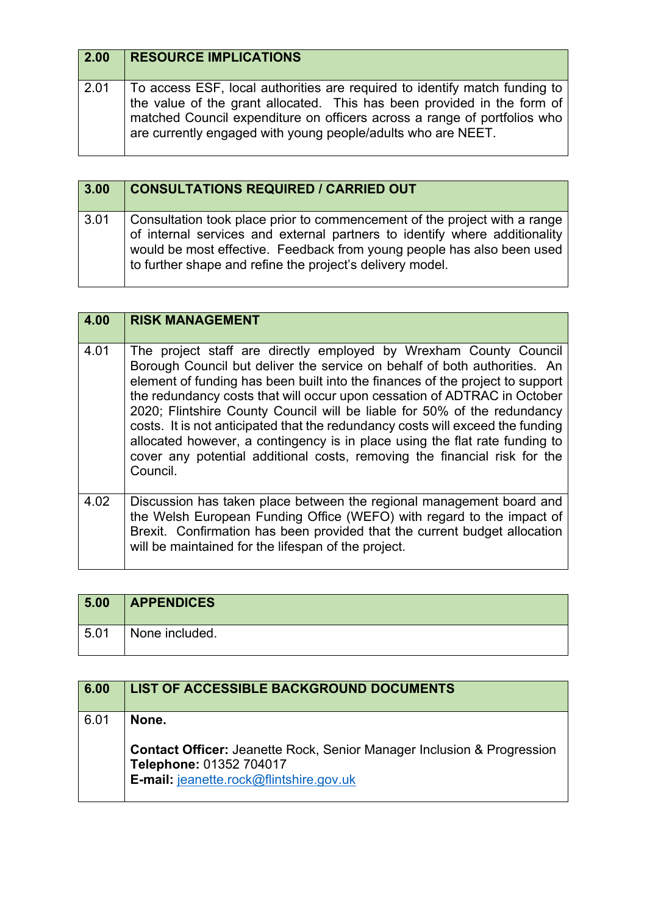| 2.00 | RESOURCE IMPLICATIONS |
|---|---|
| 2.01 | To access ESF, local authorities are required to identify match funding to the value of the grant allocated. This has been provided in the form of matched Council expenditure on officers across a range of portfolios who are currently engaged with young people/adults who are NEET. |

| 3.00 | CONSULTATIONS REQUIRED / CARRIED OUT |
|---|---|
| 3.01 | Consultation took place prior to commencement of the project with a range of internal services and external partners to identify where additionality would be most effective. Feedback from young people has also been used to further shape and refine the project's delivery model. |

| 4.00 | RISK MANAGEMENT |
|---|---|
| 4.01 | The project staff are directly employed by Wrexham County Council Borough Council but deliver the service on behalf of both authorities. An element of funding has been built into the finances of the project to support the redundancy costs that will occur upon cessation of ADTRAC in October 2020; Flintshire County Council will be liable for 50% of the redundancy costs. It is not anticipated that the redundancy costs will exceed the funding allocated however, a contingency is in place using the flat rate funding to cover any potential additional costs, removing the financial risk for the Council. |
| 4.02 | Discussion has taken place between the regional management board and the Welsh European Funding Office (WEFO) with regard to the impact of Brexit. Confirmation has been provided that the current budget allocation will be maintained for the lifespan of the project. |

| 5.00 | APPENDICES |
|---|---|
| 5.01 | None included. |

| 6.00 | LIST OF ACCESSIBLE BACKGROUND DOCUMENTS |
|---|---|
| 6.01 | **None.**<br><br>**Contact Officer:** Jeanette Rock, Senior Manager Inclusion & Progression<br>**Telephone:** 01352 704017<br>**E-mail:** jeanette.rock@flintshire.gov.uk |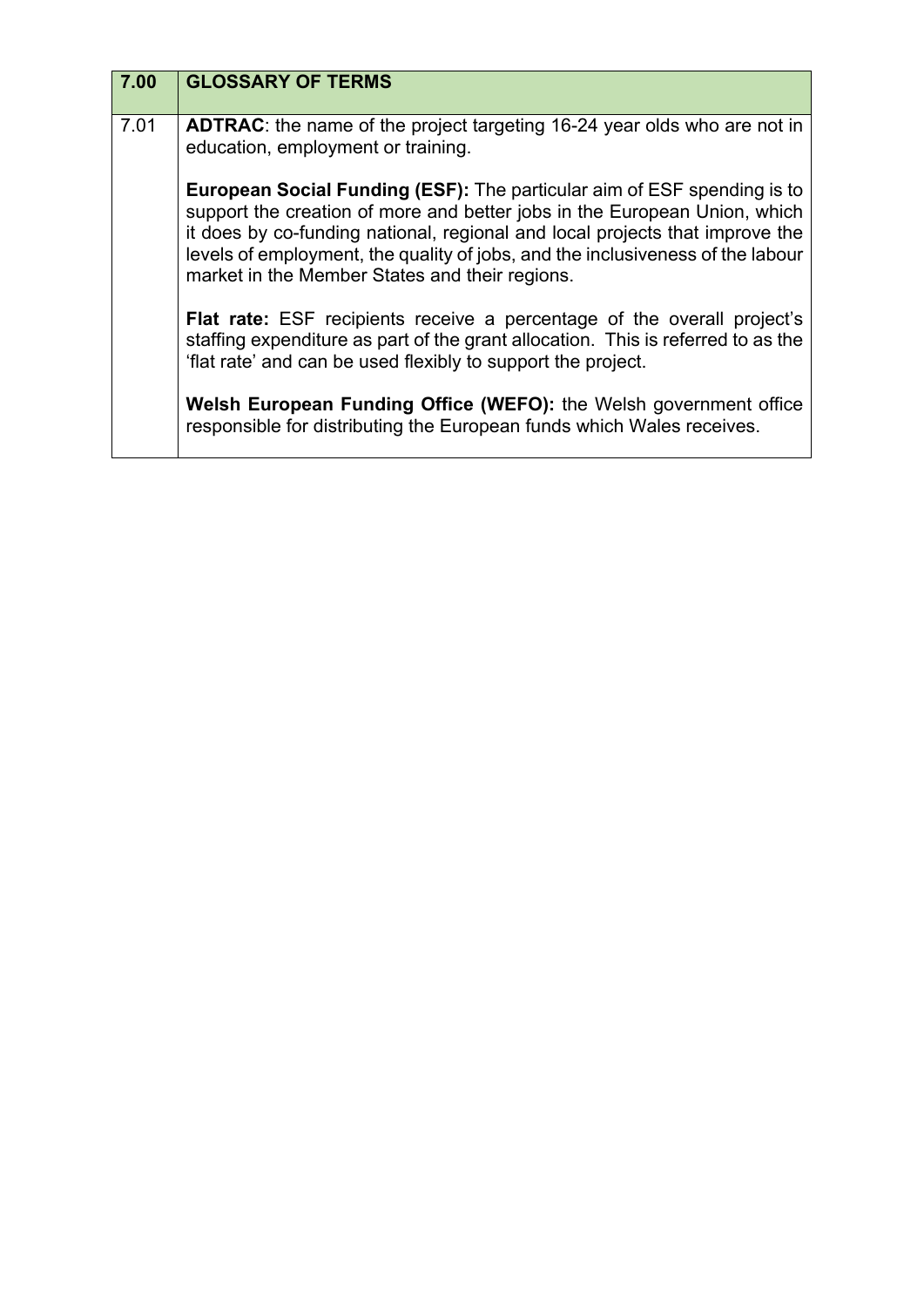| 7.00 | **GLOSSARY OF TERMS** |
| --- | --- |
| 7.01 | **ADTRAC**: the name of the project targeting 16-24 year olds who are not in education, employment or training.<br><br>**European Social Funding (ESF):** The particular aim of ESF spending is to support the creation of more and better jobs in the European Union, which it does by co-funding national, regional and local projects that improve the levels of employment, the quality of jobs, and the inclusiveness of the labour market in the Member States and their regions.<br><br>**Flat rate:** ESF recipients receive a percentage of the overall project's staffing expenditure as part of the grant allocation. This is referred to as the 'flat rate' and can be used flexibly to support the project.<br><br>**Welsh European Funding Office (WEFO):** the Welsh government office responsible for distributing the European funds which Wales receives. |